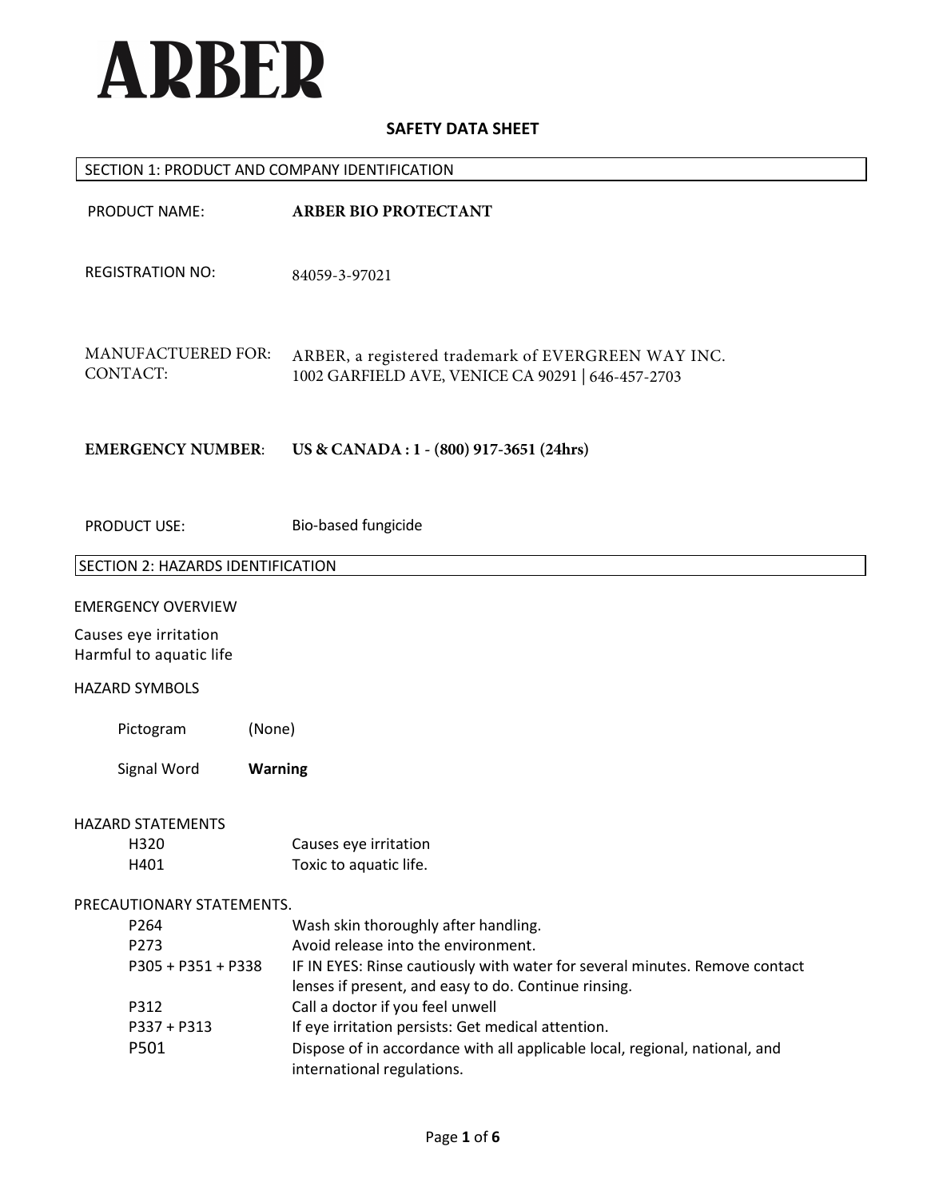# ARBER

## SAFETY DATA SHEET

### SECTION 1: PRODUCT AND COMPANY IDENTIFICATION

PRODUCT NAME: **ARBER BIO PROTECTANT**

REGISTRATION NO: 84059-3-97021

MANUFACTUERED FOR: CONTACT: ARBER, a registered trademark of EVERGREEN WAY INC. 1002 GARFIELD AVE, VENICE CA 90291 | 646-457-2703

**EMERGENCY NUMBER**: **US & CANADA : 1 - (800) 917-3651 (24hrs)**

PRODUCT USE: Bio-based fungicide

### SECTION 2: HAZARDS IDENTIFICATION

EMERGENCY OVERVIEW

Causes eye irritation
Harmful to aquatic life

HAZARD SYMBOLS

Pictogram (None)

Signal Word **Warning**

HAZARD STATEMENTS

| | |
|---|---|
| H320 | Causes eye irritation |
| H401 | Toxic to aquatic life. |

PRECAUTIONARY STATEMENTS.

| | |
|---|---|
| P264 | Wash skin thoroughly after handling. |
| P273 | Avoid release into the environment. |
| P305 + P351 + P338 | IF IN EYES: Rinse cautiously with water for several minutes. Remove contact lenses if present, and easy to do. Continue rinsing. |
| P312 | Call a doctor if you feel unwell |
| P337 + P313 | If eye irritation persists: Get medical attention. |
| P501 | Dispose of in accordance with all applicable local, regional, national, and international regulations. |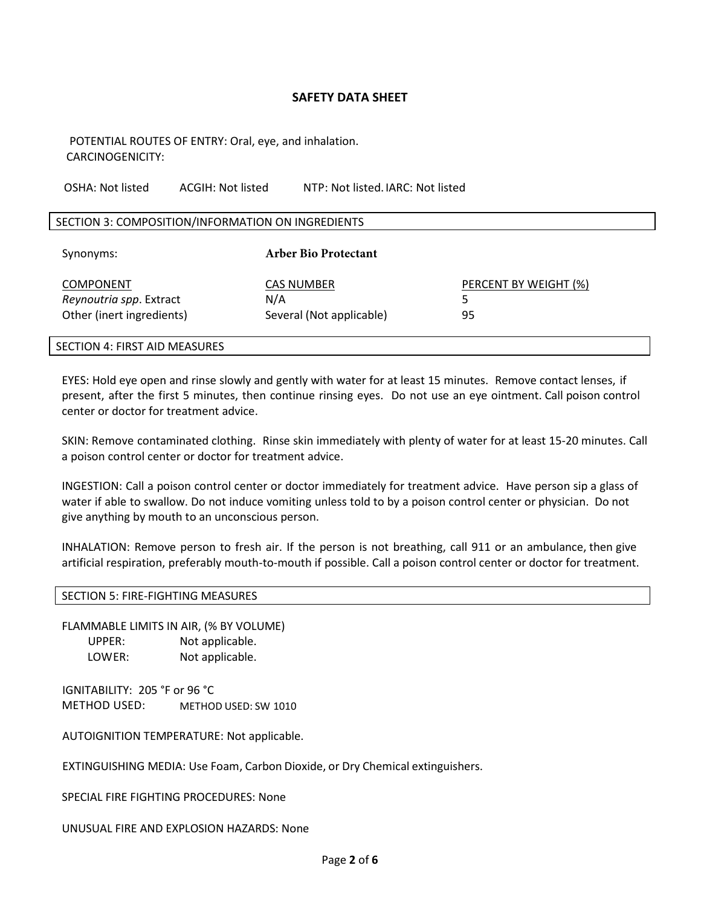# SAFETY DATA SHEET

POTENTIAL ROUTES OF ENTRY: Oral, eye, and inhalation.
CARCINOGENICITY:

OSHA: Not listed    ACGIH: Not listed    NTP: Not listed. IARC: Not listed

## SECTION 3: COMPOSITION/INFORMATION ON INGREDIENTS

Synonyms: **Arber Bio Protectant**

| COMPONENT | CAS NUMBER | PERCENT BY WEIGHT (%) |
|---|---|---|
| *Reynoutria spp*. Extract | N/A | 5 |
| Other (inert ingredients) | Several (Not applicable) | 95 |

## SECTION 4: FIRST AID MEASURES

EYES: Hold eye open and rinse slowly and gently with water for at least 15 minutes. Remove contact lenses, if present, after the first 5 minutes, then continue rinsing eyes. Do not use an eye ointment. Call poison control center or doctor for treatment advice.

SKIN: Remove contaminated clothing. Rinse skin immediately with plenty of water for at least 15-20 minutes. Call a poison control center or doctor for treatment advice.

INGESTION: Call a poison control center or doctor immediately for treatment advice. Have person sip a glass of water if able to swallow. Do not induce vomiting unless told to by a poison control center or physician. Do not give anything by mouth to an unconscious person.

INHALATION: Remove person to fresh air. If the person is not breathing, call 911 or an ambulance, then give artificial respiration, preferably mouth-to-mouth if possible. Call a poison control center or doctor for treatment.

## SECTION 5: FIRE-FIGHTING MEASURES

FLAMMABLE LIMITS IN AIR, (% BY VOLUME)
UPPER: Not applicable.
LOWER: Not applicable.

IGNITABILITY: 205 °F or 96 °C
METHOD USED: METHOD USED: SW 1010

AUTOIGNITION TEMPERATURE: Not applicable.

EXTINGUISHING MEDIA: Use Foam, Carbon Dioxide, or Dry Chemical extinguishers.

SPECIAL FIRE FIGHTING PROCEDURES: None

UNUSUAL FIRE AND EXPLOSION HAZARDS: None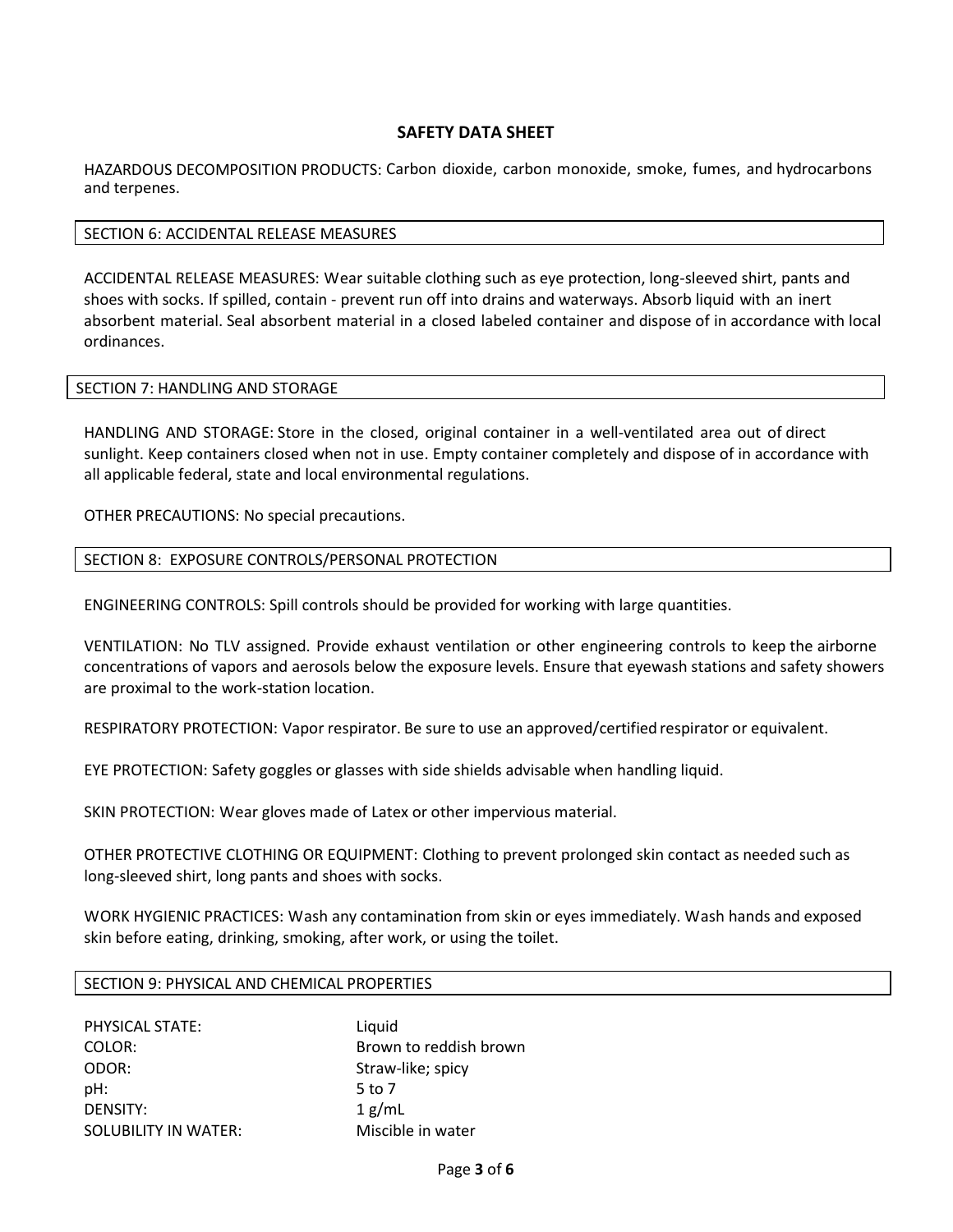HAZARDOUS DECOMPOSITION PRODUCTS: Carbon dioxide, carbon monoxide, smoke, fumes, and hydrocarbons and terpenes.

## SECTION 6: ACCIDENTAL RELEASE MEASURES

ACCIDENTAL RELEASE MEASURES: Wear suitable clothing such as eye protection, long-sleeved shirt, pants and shoes with socks. If spilled, contain - prevent run off into drains and waterways. Absorb liquid with an inert absorbent material. Seal absorbent material in a closed labeled container and dispose of in accordance with local ordinances.

## SECTION 7: HANDLING AND STORAGE

HANDLING AND STORAGE: Store in the closed, original container in a well-ventilated area out of direct sunlight. Keep containers closed when not in use. Empty container completely and dispose of in accordance with all applicable federal, state and local environmental regulations.

OTHER PRECAUTIONS: No special precautions.

## SECTION 8: EXPOSURE CONTROLS/PERSONAL PROTECTION

ENGINEERING CONTROLS: Spill controls should be provided for working with large quantities.

VENTILATION: No TLV assigned. Provide exhaust ventilation or other engineering controls to keep the airborne concentrations of vapors and aerosols below the exposure levels. Ensure that eyewash stations and safety showers are proximal to the work-station location.

RESPIRATORY PROTECTION: Vapor respirator. Be sure to use an approved/certified respirator or equivalent.

EYE PROTECTION: Safety goggles or glasses with side shields advisable when handling liquid.

SKIN PROTECTION: Wear gloves made of Latex or other impervious material.

OTHER PROTECTIVE CLOTHING OR EQUIPMENT: Clothing to prevent prolonged skin contact as needed such as long-sleeved shirt, long pants and shoes with socks.

WORK HYGIENIC PRACTICES: Wash any contamination from skin or eyes immediately. Wash hands and exposed skin before eating, drinking, smoking, after work, or using the toilet.

## SECTION 9: PHYSICAL AND CHEMICAL PROPERTIES

| | |
|---|---|
| PHYSICAL STATE: | Liquid |
| COLOR: | Brown to reddish brown |
| ODOR: | Straw-like; spicy |
| pH: | 5 to 7 |
| DENSITY: | 1 g/mL |
| SOLUBILITY IN WATER: | Miscible in water |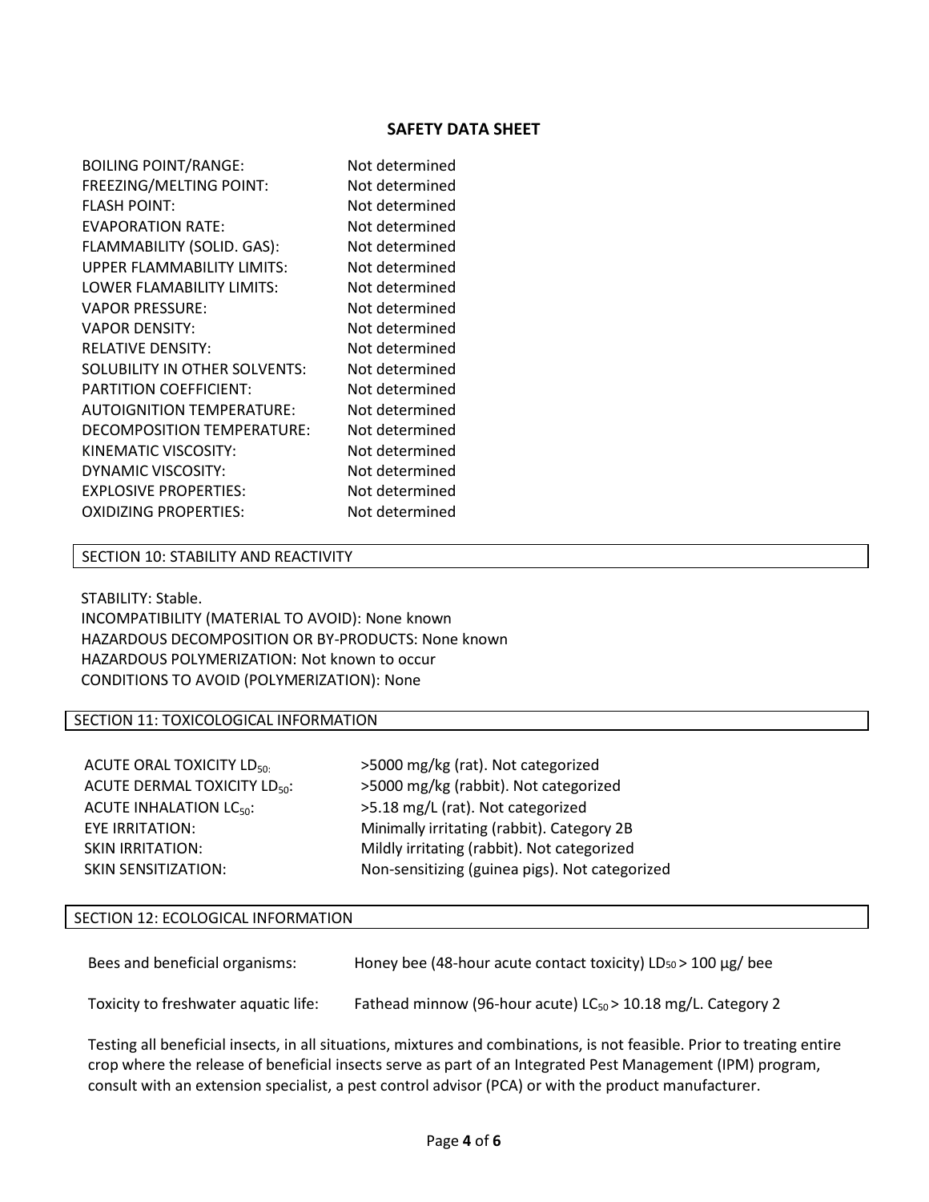# SAFETY DATA SHEET

| | |
|---|---|
| BOILING POINT/RANGE: | Not determined |
| FREEZING/MELTING POINT: | Not determined |
| FLASH POINT: | Not determined |
| EVAPORATION RATE: | Not determined |
| FLAMMABILITY (SOLID. GAS): | Not determined |
| UPPER FLAMMABILITY LIMITS: | Not determined |
| LOWER FLAMABILITY LIMITS: | Not determined |
| VAPOR PRESSURE: | Not determined |
| VAPOR DENSITY: | Not determined |
| RELATIVE DENSITY: | Not determined |
| SOLUBILITY IN OTHER SOLVENTS: | Not determined |
| PARTITION COEFFICIENT: | Not determined |
| AUTOIGNITION TEMPERATURE: | Not determined |
| DECOMPOSITION TEMPERATURE: | Not determined |
| KINEMATIC VISCOSITY: | Not determined |
| DYNAMIC VISCOSITY: | Not determined |
| EXPLOSIVE PROPERTIES: | Not determined |
| OXIDIZING PROPERTIES: | Not determined |

## SECTION 10: STABILITY AND REACTIVITY

STABILITY: Stable.
INCOMPATIBILITY (MATERIAL TO AVOID): None known
HAZARDOUS DECOMPOSITION OR BY-PRODUCTS: None known
HAZARDOUS POLYMERIZATION: Not known to occur
CONDITIONS TO AVOID (POLYMERIZATION): None

## SECTION 11: TOXICOLOGICAL INFORMATION

| | |
|---|---|
| ACUTE ORAL TOXICITY $LD_{50}$: | >5000 mg/kg (rat). Not categorized |
| ACUTE DERMAL TOXICITY $LD_{50}$: | >5000 mg/kg (rabbit). Not categorized |
| ACUTE INHALATION $LC_{50}$: | >5.18 mg/L (rat). Not categorized |
| EYE IRRITATION: | Minimally irritating (rabbit). Category 2B |
| SKIN IRRITATION: | Mildly irritating (rabbit). Not categorized |
| SKIN SENSITIZATION: | Non-sensitizing (guinea pigs). Not categorized |

## SECTION 12: ECOLOGICAL INFORMATION

| | |
|---|---|
| Bees and beneficial organisms: | Honey bee (48-hour acute contact toxicity) $LD_{50}$ > 100 µg/ bee |
| Toxicity to freshwater aquatic life: | Fathead minnow (96-hour acute) $LC_{50}$ > 10.18 mg/L. Category 2 |

Testing all beneficial insects, in all situations, mixtures and combinations, is not feasible. Prior to treating entire crop where the release of beneficial insects serve as part of an Integrated Pest Management (IPM) program, consult with an extension specialist, a pest control advisor (PCA) or with the product manufacturer.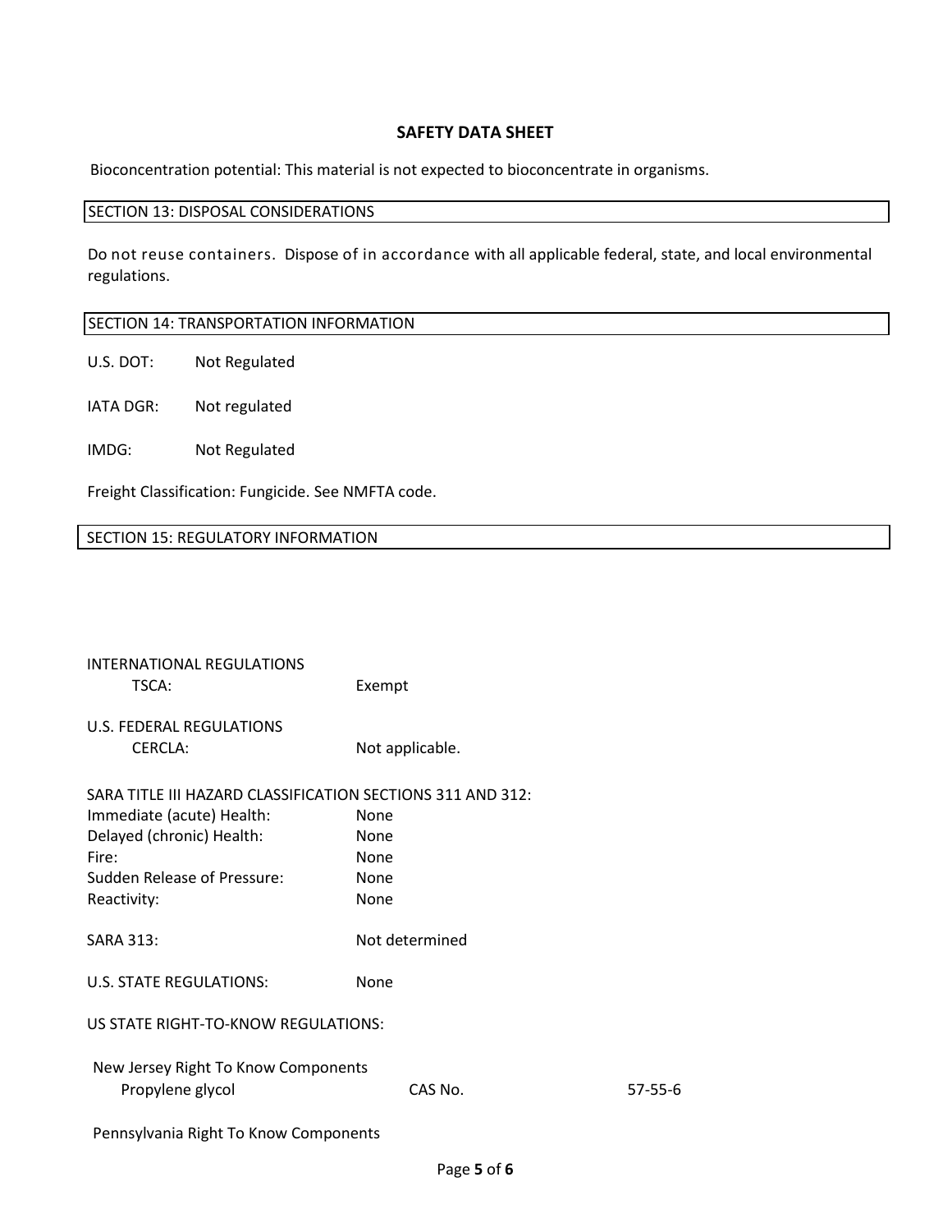Bioconcentration potential: This material is not expected to bioconcentrate in organisms.

## SECTION 13: DISPOSAL CONSIDERATIONS

Do not reuse containers. Dispose of in accordance with all applicable federal, state, and local environmental regulations.

## SECTION 14: TRANSPORTATION INFORMATION

U.S. DOT: Not Regulated

IATA DGR: Not regulated

IMDG: Not Regulated

Freight Classification: Fungicide. See NMFTA code.

## SECTION 15: REGULATORY INFORMATION

INTERNATIONAL REGULATIONS
- TSCA: Exempt

U.S. FEDERAL REGULATIONS
- CERCLA: Not applicable.

SARA TITLE III HAZARD CLASSIFICATION SECTIONS 311 AND 312:

| | |
|---|---|
| Immediate (acute) Health: | None |
| Delayed (chronic) Health: | None |
| Fire: | None |
| Sudden Release of Pressure: | None |
| Reactivity: | None |

SARA 313: Not determined

U.S. STATE REGULATIONS: None

US STATE RIGHT-TO-KNOW REGULATIONS:

New Jersey Right To Know Components

| | | |
|---|---|---|
| Propylene glycol | CAS No. | 57-55-6 |

Pennsylvania Right To Know Components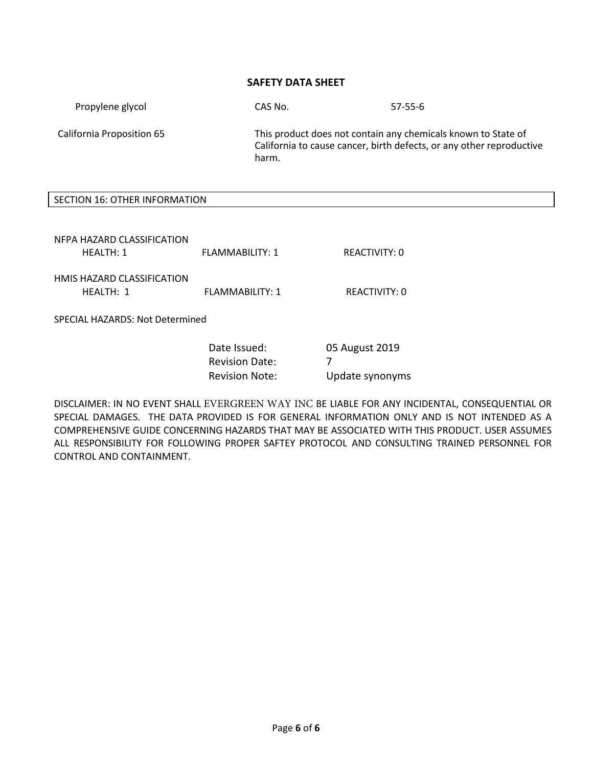**SAFETY DATA SHEET**

| | | |
|---|---|---|
| Propylene glycol | CAS No. | 57-55-6 |

| | |
|---|---|
| California Proposition 65 | This product does not contain any chemicals known to State of California to cause cancer, birth defects, or any other reproductive harm. |

## SECTION 16: OTHER INFORMATION

NFPA HAZARD CLASSIFICATION

| | | |
|---|---|---|
| HEALTH: 1 | FLAMMABILITY: 1 | REACTIVITY: 0 |

HMIS HAZARD CLASSIFICATION

| | | |
|---|---|---|
| HEALTH: 1 | FLAMMABILITY: 1 | REACTIVITY: 0 |

SPECIAL HAZARDS: Not Determined

| | |
|---|---|
| Date Issued: | 05 August 2019 |
| Revision Date: | 7 |
| Revision Note: | Update synonyms |

DISCLAIMER: IN NO EVENT SHALL EVERGREEN WAY INC BE LIABLE FOR ANY INCIDENTAL, CONSEQUENTIAL OR SPECIAL DAMAGES. THE DATA PROVIDED IS FOR GENERAL INFORMATION ONLY AND IS NOT INTENDED AS A COMPREHENSIVE GUIDE CONCERNING HAZARDS THAT MAY BE ASSOCIATED WITH THIS PRODUCT. USER ASSUMES ALL RESPONSIBILITY FOR FOLLOWING PROPER SAFTEY PROTOCOL AND CONSULTING TRAINED PERSONNEL FOR CONTROL AND CONTAINMENT.